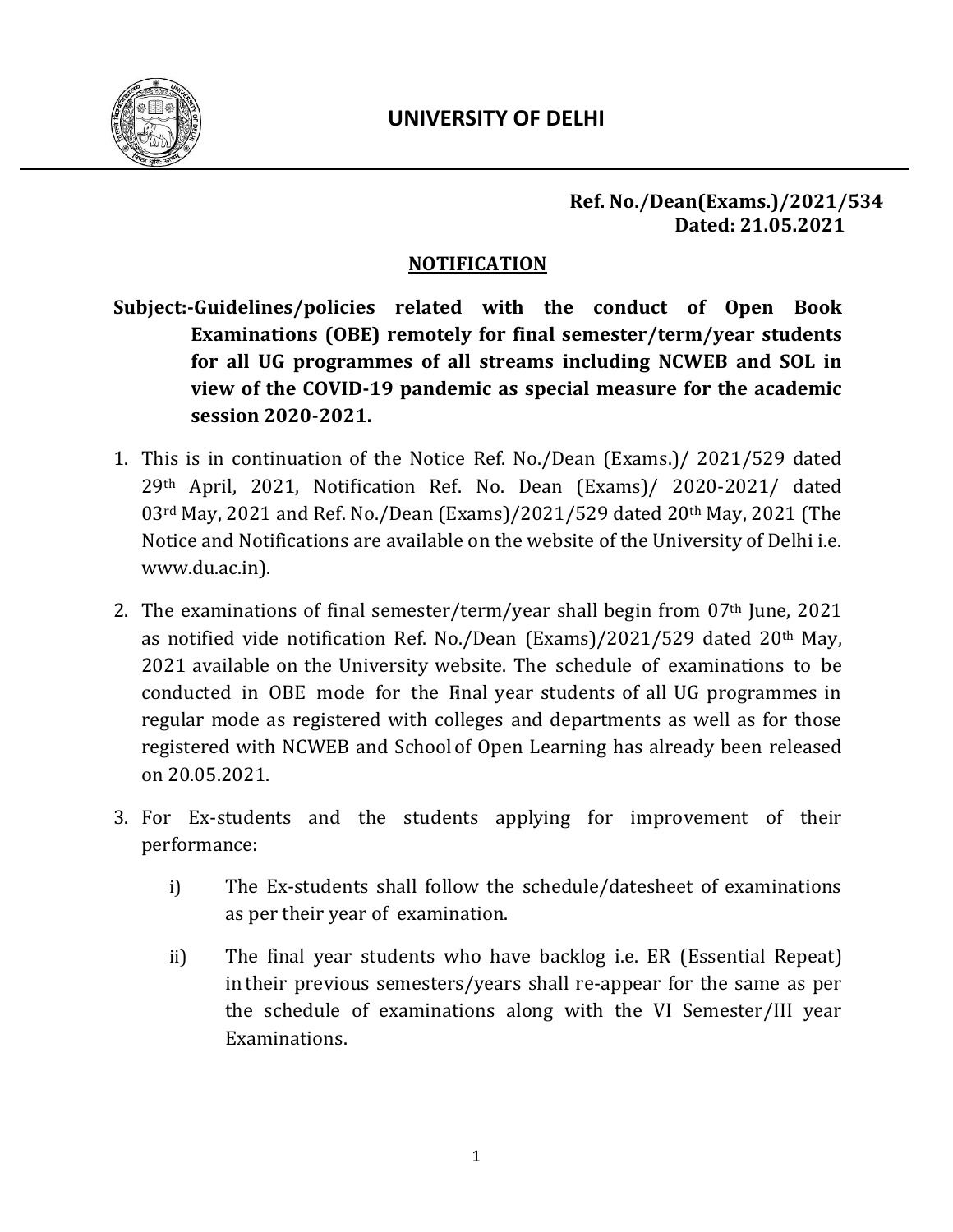# UNIVERSITY OF DELHI

**Ref. No./Dean(Exams.)/2021/534**
**Dated: 21.05.2021**

## NOTIFICATION

**Subject:-Guidelines/policies related with the conduct of Open Book Examinations (OBE) remotely for final semester/term/year students for all UG programmes of all streams including NCWEB and SOL in view of the COVID-19 pandemic as special measure for the academic session 2020-2021.**

1. This is in continuation of the Notice Ref. No./Dean (Exams.)/ 2021/529 dated 29th April, 2021, Notification Ref. No. Dean (Exams)/ 2020-2021/ dated 03rd May, 2021 and Ref. No./Dean (Exams)/2021/529 dated 20th May, 2021 (The Notice and Notifications are available on the website of the University of Delhi i.e. www.du.ac.in).

2. The examinations of final semester/term/year shall begin from 07th June, 2021 as notified vide notification Ref. No./Dean (Exams)/2021/529 dated 20th May, 2021 available on the University website. The schedule of examinations to be conducted in OBE mode for the Final year students of all UG programmes in regular mode as registered with colleges and departments as well as for those registered with NCWEB and School of Open Learning has already been released on 20.05.2021.

3. For Ex-students and the students applying for improvement of their performance:

   i) The Ex-students shall follow the schedule/datesheet of examinations as per their year of examination.

   ii) The final year students who have backlog i.e. ER (Essential Repeat) in their previous semesters/years shall re-appear for the same as per the schedule of examinations along with the VI Semester/III year Examinations.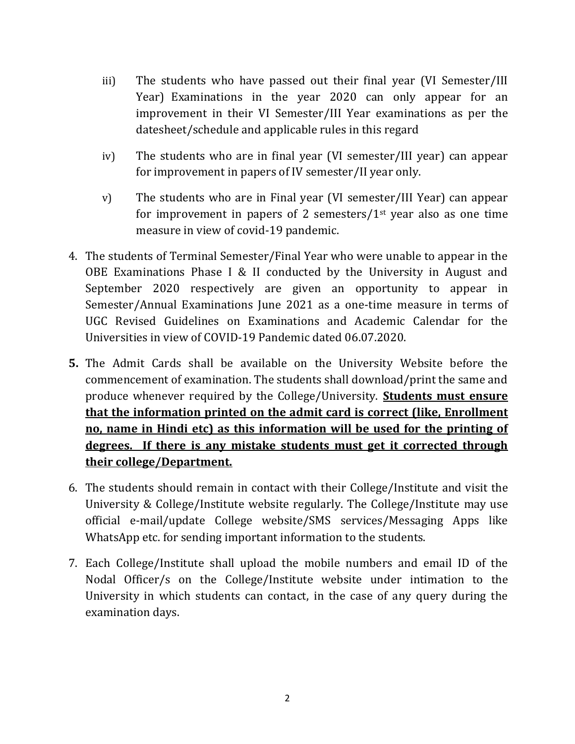iii) The students who have passed out their final year (VI Semester/III Year) Examinations in the year 2020 can only appear for an improvement in their VI Semester/III Year examinations as per the datesheet/schedule and applicable rules in this regard

iv) The students who are in final year (VI semester/III year) can appear for improvement in papers of IV semester/II year only.

v) The students who are in Final year (VI semester/III Year) can appear for improvement in papers of 2 semesters/1st year also as one time measure in view of covid-19 pandemic.

4. The students of Terminal Semester/Final Year who were unable to appear in the OBE Examinations Phase I & II conducted by the University in August and September 2020 respectively are given an opportunity to appear in Semester/Annual Examinations June 2021 as a one-time measure in terms of UGC Revised Guidelines on Examinations and Academic Calendar for the Universities in view of COVID-19 Pandemic dated 06.07.2020.

5. The Admit Cards shall be available on the University Website before the commencement of examination. The students shall download/print the same and produce whenever required by the College/University. **Students must ensure that the information printed on the admit card is correct (like, Enrollment no, name in Hindi etc) as this information will be used for the printing of degrees. If there is any mistake students must get it corrected through their college/Department.**

6. The students should remain in contact with their College/Institute and visit the University & College/Institute website regularly. The College/Institute may use official e-mail/update College website/SMS services/Messaging Apps like WhatsApp etc. for sending important information to the students.

7. Each College/Institute shall upload the mobile numbers and email ID of the Nodal Officer/s on the College/Institute website under intimation to the University in which students can contact, in the case of any query during the examination days.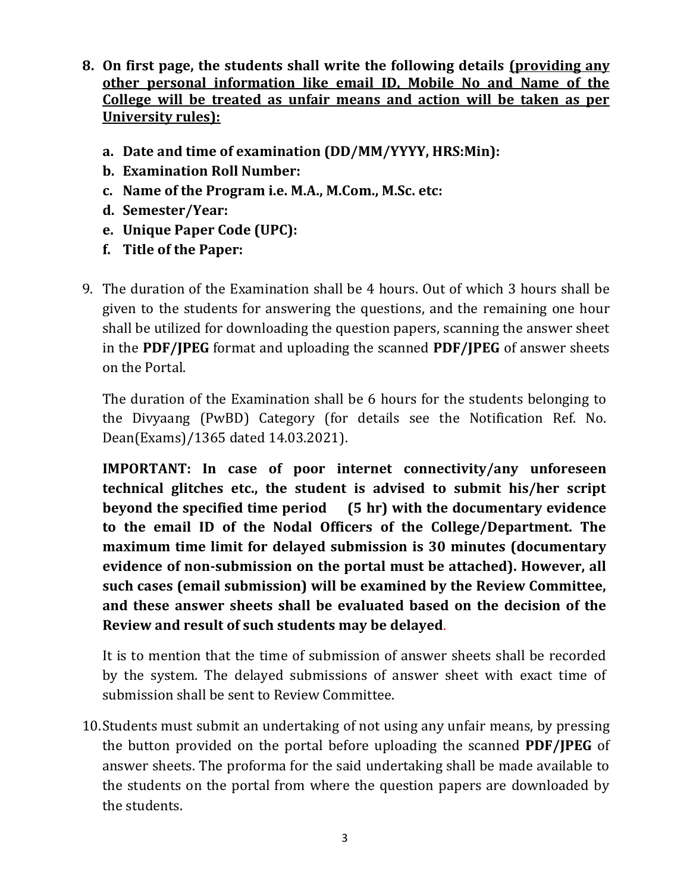8. **On first page, the students shall write the following details <u>(providing any other personal information like email ID, Mobile No and Name of the College will be treated as unfair means and action will be taken as per University rules):</u>**

    a. **Date and time of examination (DD/MM/YYYY, HRS:Min):**
    b. **Examination Roll Number:**
    c. **Name of the Program i.e. M.A., M.Com., M.Sc. etc:**
    d. **Semester/Year:**
    e. **Unique Paper Code (UPC):**
    f. **Title of the Paper:**

9. The duration of the Examination shall be 4 hours. Out of which 3 hours shall be given to the students for answering the questions, and the remaining one hour shall be utilized for downloading the question papers, scanning the answer sheet in the **PDF/JPEG** format and uploading the scanned **PDF/JPEG** of answer sheets on the Portal.

    The duration of the Examination shall be 6 hours for the students belonging to the Divyaang (PwBD) Category (for details see the Notification Ref. No. Dean(Exams)/1365 dated 14.03.2021).

    **IMPORTANT: In case of poor internet connectivity/any unforeseen technical glitches etc., the student is advised to submit his/her script beyond the specified time period (5 hr) with the documentary evidence to the email ID of the Nodal Officers of the College/Department. The maximum time limit for delayed submission is 30 minutes (documentary evidence of non-submission on the portal must be attached). However, all such cases (email submission) will be examined by the Review Committee, and these answer sheets shall be evaluated based on the decision of the Review and result of such students may be delayed.**

    It is to mention that the time of submission of answer sheets shall be recorded by the system. The delayed submissions of answer sheet with exact time of submission shall be sent to Review Committee.

10. Students must submit an undertaking of not using any unfair means, by pressing the button provided on the portal before uploading the scanned **PDF/JPEG** of answer sheets. The proforma for the said undertaking shall be made available to the students on the portal from where the question papers are downloaded by the students.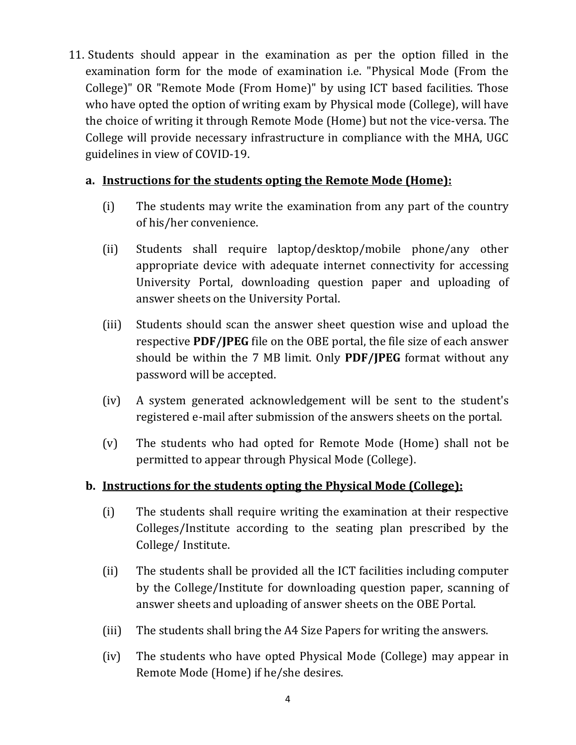11. Students should appear in the examination as per the option filled in the examination form for the mode of examination i.e. "Physical Mode (From the College)" OR "Remote Mode (From Home)" by using ICT based facilities. Those who have opted the option of writing exam by Physical mode (College), will have the choice of writing it through Remote Mode (Home) but not the vice-versa. The College will provide necessary infrastructure in compliance with the MHA, UGC guidelines in view of COVID-19.

    a. **Instructions for the students opting the Remote Mode (Home):**

        (i) The students may write the examination from any part of the country of his/her convenience.

        (ii) Students shall require laptop/desktop/mobile phone/any other appropriate device with adequate internet connectivity for accessing University Portal, downloading question paper and uploading of answer sheets on the University Portal.

        (iii) Students should scan the answer sheet question wise and upload the respective **PDF/JPEG** file on the OBE portal, the file size of each answer should be within the 7 MB limit. Only **PDF/JPEG** format without any password will be accepted.

        (iv) A system generated acknowledgement will be sent to the student's registered e-mail after submission of the answers sheets on the portal.

        (v) The students who had opted for Remote Mode (Home) shall not be permitted to appear through Physical Mode (College).

    b. **Instructions for the students opting the Physical Mode (College):**

        (i) The students shall require writing the examination at their respective Colleges/Institute according to the seating plan prescribed by the College/ Institute.

        (ii) The students shall be provided all the ICT facilities including computer by the College/Institute for downloading question paper, scanning of answer sheets and uploading of answer sheets on the OBE Portal.

        (iii) The students shall bring the A4 Size Papers for writing the answers.

        (iv) The students who have opted Physical Mode (College) may appear in Remote Mode (Home) if he/she desires.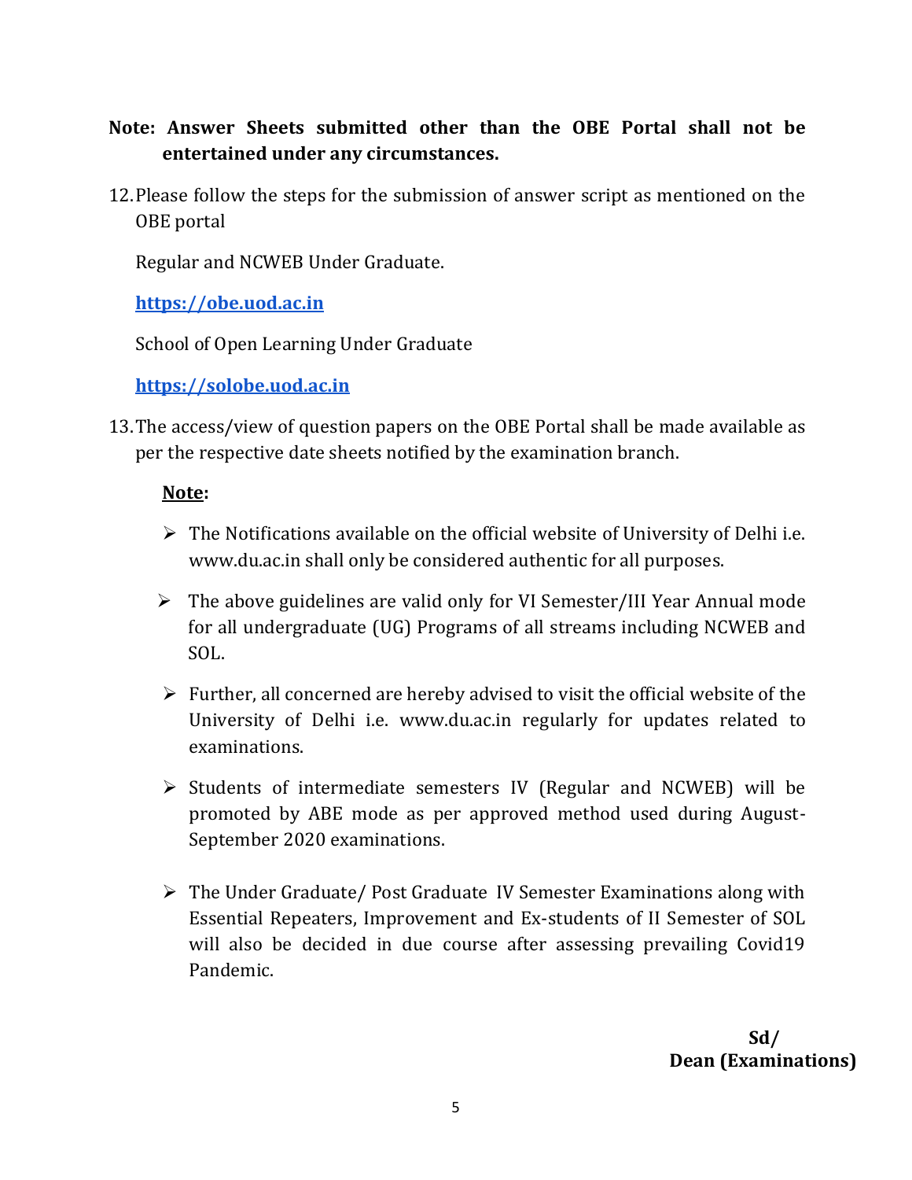**Note: Answer Sheets submitted other than the OBE Portal shall not be entertained under any circumstances.**

12. Please follow the steps for the submission of answer script as mentioned on the OBE portal

    Regular and NCWEB Under Graduate.

    **https://obe.uod.ac.in**

    School of Open Learning Under Graduate

    **https://solobe.uod.ac.in**

13. The access/view of question papers on the OBE Portal shall be made available as per the respective date sheets notified by the examination branch.

    **Note:**

    - The Notifications available on the official website of University of Delhi i.e. www.du.ac.in shall only be considered authentic for all purposes.
    - The above guidelines are valid only for VI Semester/III Year Annual mode for all undergraduate (UG) Programs of all streams including NCWEB and SOL.
    - Further, all concerned are hereby advised to visit the official website of the University of Delhi i.e. www.du.ac.in regularly for updates related to examinations.
    - Students of intermediate semesters IV (Regular and NCWEB) will be promoted by ABE mode as per approved method used during August-September 2020 examinations.
    - The Under Graduate/ Post Graduate IV Semester Examinations along with Essential Repeaters, Improvement and Ex-students of II Semester of SOL will also be decided in due course after assessing prevailing Covid19 Pandemic.

**Sd/**
**Dean (Examinations)**